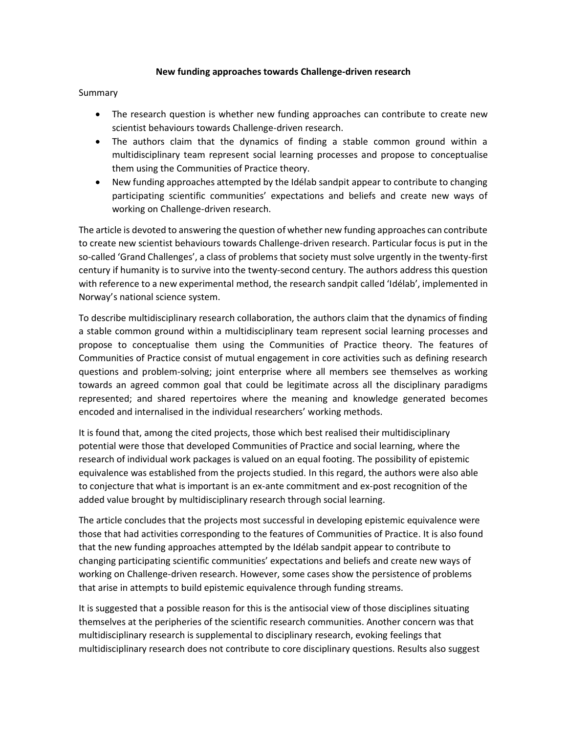**New funding approaches towards Challenge-driven research**

Summary

- The research question is whether new funding approaches can contribute to create new scientist behaviours towards Challenge-driven research.
- The authors claim that the dynamics of finding a stable common ground within a multidisciplinary team represent social learning processes and propose to conceptualise them using the Communities of Practice theory.
- New funding approaches attempted by the Idélab sandpit appear to contribute to changing participating scientific communities' expectations and beliefs and create new ways of working on Challenge-driven research.

The article is devoted to answering the question of whether new funding approaches can contribute to create new scientist behaviours towards Challenge-driven research. Particular focus is put in the so-called 'Grand Challenges', a class of problems that society must solve urgently in the twenty-first century if humanity is to survive into the twenty-second century. The authors address this question with reference to a new experimental method, the research sandpit called 'Idélab', implemented in Norway's national science system.

To describe multidisciplinary research collaboration, the authors claim that the dynamics of finding a stable common ground within a multidisciplinary team represent social learning processes and propose to conceptualise them using the Communities of Practice theory. The features of Communities of Practice consist of mutual engagement in core activities such as defining research questions and problem-solving; joint enterprise where all members see themselves as working towards an agreed common goal that could be legitimate across all the disciplinary paradigms represented; and shared repertoires where the meaning and knowledge generated becomes encoded and internalised in the individual researchers' working methods.

It is found that, among the cited projects, those which best realised their multidisciplinary potential were those that developed Communities of Practice and social learning, where the research of individual work packages is valued on an equal footing. The possibility of epistemic equivalence was established from the projects studied. In this regard, the authors were also able to conjecture that what is important is an ex-ante commitment and ex-post recognition of the added value brought by multidisciplinary research through social learning.

The article concludes that the projects most successful in developing epistemic equivalence were those that had activities corresponding to the features of Communities of Practice. It is also found that the new funding approaches attempted by the Idélab sandpit appear to contribute to changing participating scientific communities' expectations and beliefs and create new ways of working on Challenge-driven research. However, some cases show the persistence of problems that arise in attempts to build epistemic equivalence through funding streams.

It is suggested that a possible reason for this is the antisocial view of those disciplines situating themselves at the peripheries of the scientific research communities. Another concern was that multidisciplinary research is supplemental to disciplinary research, evoking feelings that multidisciplinary research does not contribute to core disciplinary questions. Results also suggest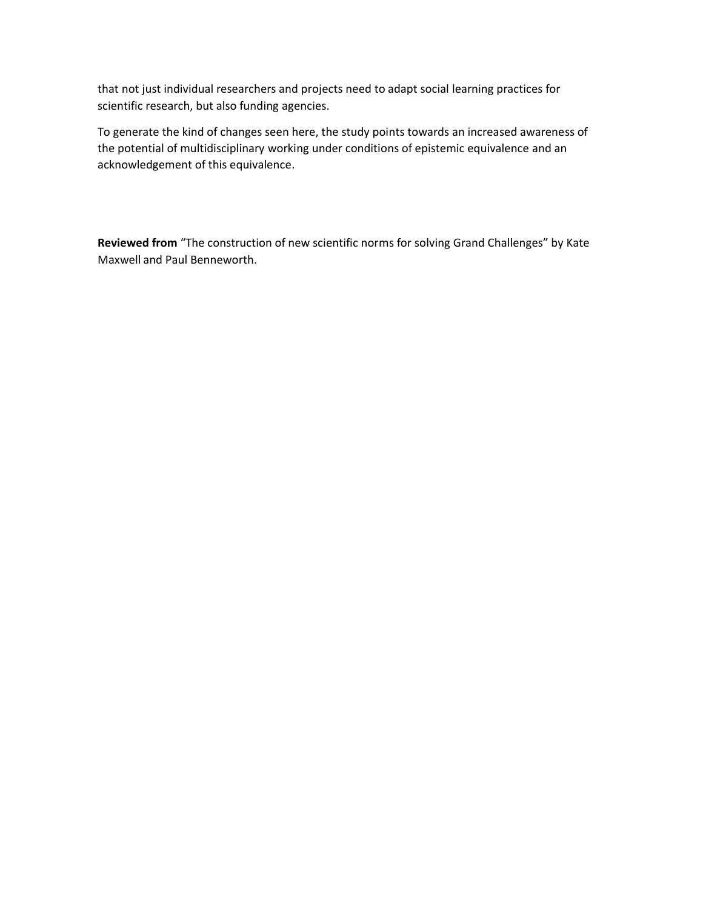that not just individual researchers and projects need to adapt social learning practices for scientific research, but also funding agencies.

To generate the kind of changes seen here, the study points towards an increased awareness of the potential of multidisciplinary working under conditions of epistemic equivalence and an acknowledgement of this equivalence.

**Reviewed from** "The construction of new scientific norms for solving Grand Challenges" by Kate Maxwell and Paul Benneworth.